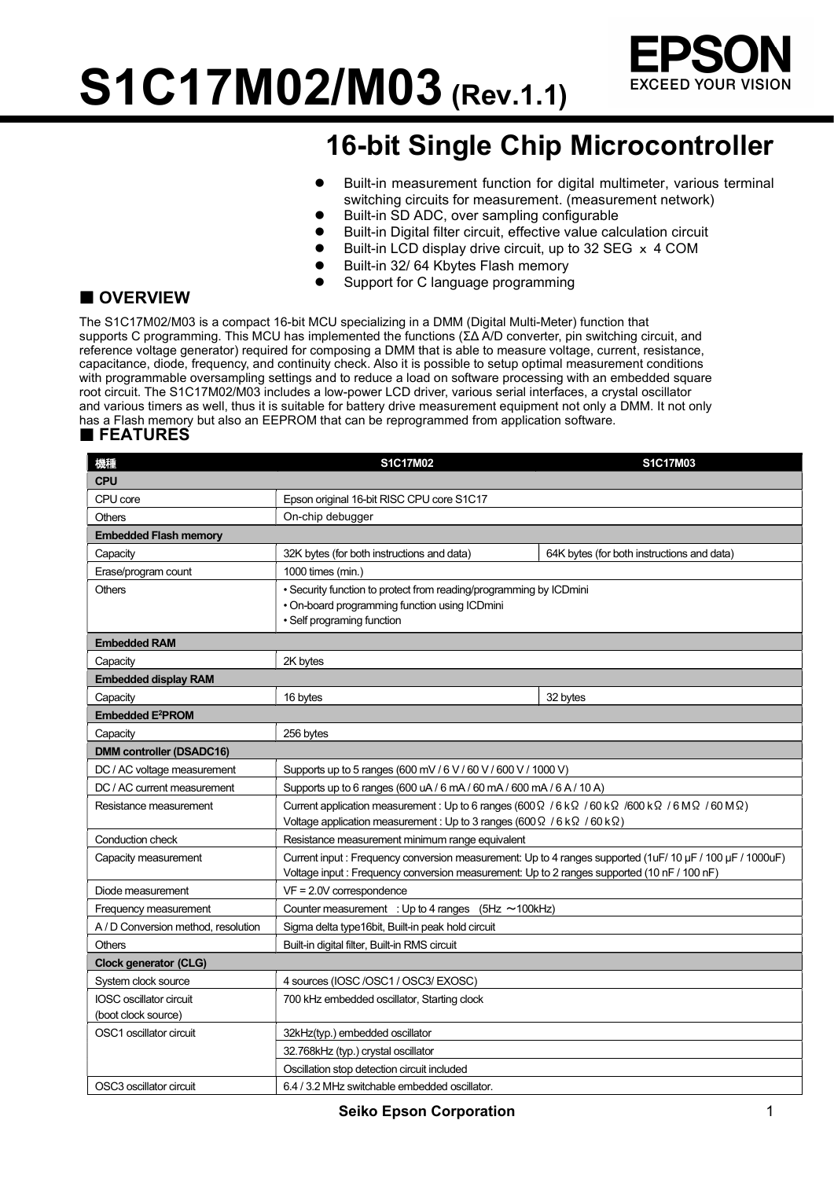# S1C17M02/M03 (Rev.1.1)

EPSON
EXCEED YOUR VISION

## 16-bit Single Chip Microcontroller

- Built-in measurement function for digital multimeter, various terminal switching circuits for measurement. (measurement network)
- Built-in SD ADC, over sampling configurable
- Built-in Digital filter circuit, effective value calculation circuit
- Built-in LCD display drive circuit, up to 32 SEG × 4 COM
- Built-in 32/ 64 Kbytes Flash memory
- Support for C language programming

## ■ OVERVIEW

The S1C17M02/M03 is a compact 16-bit MCU specializing in a DMM (Digital Multi-Meter) function that supports C programming. This MCU has implemented the functions (ΣΔ A/D converter, pin switching circuit, and reference voltage generator) required for composing a DMM that is able to measure voltage, current, resistance, capacitance, diode, frequency, and continuity check. Also it is possible to setup optimal measurement conditions with programmable oversampling settings and to reduce a load on software processing with an embedded square root circuit. The S1C17M02/M03 includes a low-power LCD driver, various serial interfaces, a crystal oscillator and various timers as well, thus it is suitable for battery drive measurement equipment not only a DMM. It not only has a Flash memory but also an EEPROM that can be reprogrammed from application software.

## ■ FEATURES

| 機種 | S1C17M02 | S1C17M03 |
|---|---|---|
| **CPU** | | |
| CPU core | Epson original 16-bit RISC CPU core S1C17 | |
| Others | On-chip debugger | |
| **Embedded Flash memory** | | |
| Capacity | 32K bytes (for both instructions and data) | 64K bytes (for both instructions and data) |
| Erase/program count | 1000 times (min.) | |
| Others | • Security function to protect from reading/programming by ICDmini<br>• On-board programming function using ICDmini<br>• Self programing function | |
| **Embedded RAM** | | |
| Capacity | 2K bytes | |
| **Embedded display RAM** | | |
| Capacity | 16 bytes | 32 bytes |
| **Embedded E²PROM** | | |
| Capacity | 256 bytes | |
| **DMM controller (DSADC16)** | | |
| DC / AC voltage measurement | Supports up to 5 ranges (600 mV / 6 V / 60 V / 600 V / 1000 V) | |
| DC / AC current measurement | Supports up to 6 ranges (600 uA / 6 mA / 60 mA / 600 mA / 6 A / 10 A) | |
| Resistance measurement | Current application measurement : Up to 6 ranges (600Ω / 6 kΩ / 60 kΩ /600 kΩ / 6 MΩ / 60 MΩ)<br>Voltage application measurement : Up to 3 ranges (600Ω / 6 kΩ / 60 kΩ) | |
| Conduction check | Resistance measurement minimum range equivalent | |
| Capacity measurement | Current input : Frequency conversion measurement: Up to 4 ranges supported (1uF/ 10 µF / 100 µF / 1000uF)<br>Voltage input : Frequency conversion measurement: Up to 2 ranges supported (10 nF / 100 nF) | |
| Diode measurement | VF = 2.0V correspondence | |
| Frequency measurement | Counter measurement : Up to 4 ranges (5Hz ～100kHz) | |
| A / D Conversion method, resolution | Sigma delta type16bit, Built-in peak hold circuit | |
| Others | Built-in digital filter, Built-in RMS circuit | |
| **Clock generator (CLG)** | | |
| System clock source | 4 sources (IOSC /OSC1 / OSC3/ EXOSC) | |
| IOSC oscillator circuit (boot clock source) | 700 kHz embedded oscillator, Starting clock | |
| OSC1 oscillator circuit | 32kHz(typ.) embedded oscillator | |
| | 32.768kHz (typ.) crystal oscillator | |
| | Oscillation stop detection circuit included | |
| OSC3 oscillator circuit | 6.4 / 3.2 MHz switchable embedded oscillator. | |

Seiko Epson Corporation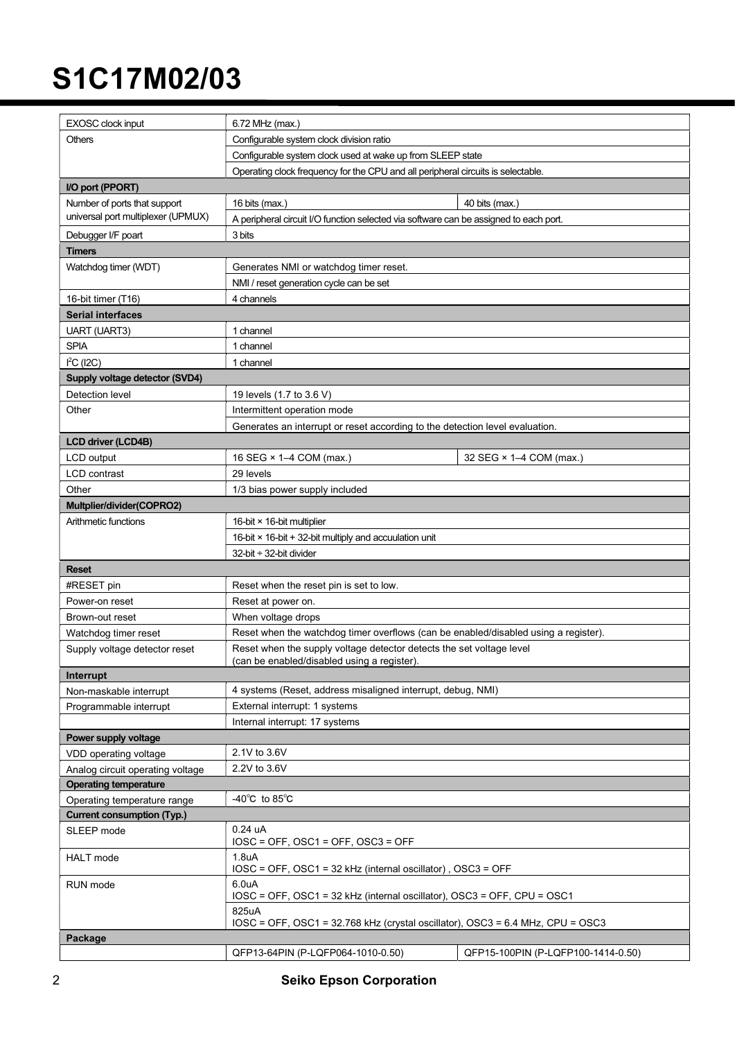| | | |
|---|---|---|
| EXOSC clock input | 6.72 MHz (max.) | |
| Others | Configurable system clock division ratio | |
| | Configurable system clock used at wake up from SLEEP state | |
| | Operating clock frequency for the CPU and all peripheral circuits is selectable. | |
| **I/O port (PPORT)** | | |
| Number of ports that support universal port multiplexer (UPMUX) | 16 bits (max.) | 40 bits (max.) |
| | A peripheral circuit I/O function selected via software can be assigned to each port. | |
| Debugger I/F poart | 3 bits | |
| **Timers** | | |
| Watchdog timer (WDT) | Generates NMI or watchdog timer reset. | |
| | NMI / reset generation cycle can be set | |
| 16-bit timer (T16) | 4 channels | |
| **Serial interfaces** | | |
| UART (UART3) | 1 channel | |
| SPIA | 1 channel | |
| $I^2C$ (I2C) | 1 channel | |
| **Supply voltage detector (SVD4)** | | |
| Detection level | 19 levels (1.7 to 3.6 V) | |
| Other | Intermittent operation mode | |
| | Generates an interrupt or reset according to the detection level evaluation. | |
| **LCD driver (LCD4B)** | | |
| LCD output | 16 SEG × 1–4 COM (max.) | 32 SEG × 1–4 COM (max.) |
| LCD contrast | 29 levels | |
| Other | 1/3 bias power supply included | |
| **Multplier/divider(COPRO2)** | | |
| Arithmetic functions | 16-bit × 16-bit multiplier | |
| | 16-bit × 16-bit + 32-bit multiply and accuulation unit | |
| | 32-bit ÷ 32-bit divider | |
| **Reset** | | |
| #RESET pin | Reset when the reset pin is set to low. | |
| Power-on reset | Reset at power on. | |
| Brown-out reset | When voltage drops | |
| Watchdog timer reset | Reset when the watchdog timer overflows (can be enabled/disabled using a register). | |
| Supply voltage detector reset | Reset when the supply voltage detector detects the set voltage level (can be enabled/disabled using a register). | |
| **Interrupt** | | |
| Non-maskable interrupt | 4 systems (Reset, address misaligned interrupt, debug, NMI) | |
| Programmable interrupt | External interrupt: 1 systems | |
| | Internal interrupt: 17 systems | |
| **Power supply voltage** | | |
| VDD operating voltage | 2.1V to 3.6V | |
| Analog circuit operating voltage | 2.2V to 3.6V | |
| **Operating temperature** | | |
| Operating temperature range | -40℃ to 85℃ | |
| **Current consumption (Typ.)** | | |
| SLEEP mode | 0.24 uA<br>IOSC = OFF, OSC1 = OFF, OSC3 = OFF | |
| HALT mode | 1.8uA<br>IOSC = OFF, OSC1 = 32 kHz (internal oscillator) , OSC3 = OFF | |
| RUN mode | 6.0uA<br>IOSC = OFF, OSC1 = 32 kHz (internal oscillator), OSC3 = OFF, CPU = OSC1 | |
| | 825uA<br>IOSC = OFF, OSC1 = 32.768 kHz (crystal oscillator), OSC3 = 6.4 MHz, CPU = OSC3 | |
| **Package** | | |
| | QFP13-64PIN (P-LQFP064-1010-0.50) | QFP15-100PIN (P-LQFP100-1414-0.50) |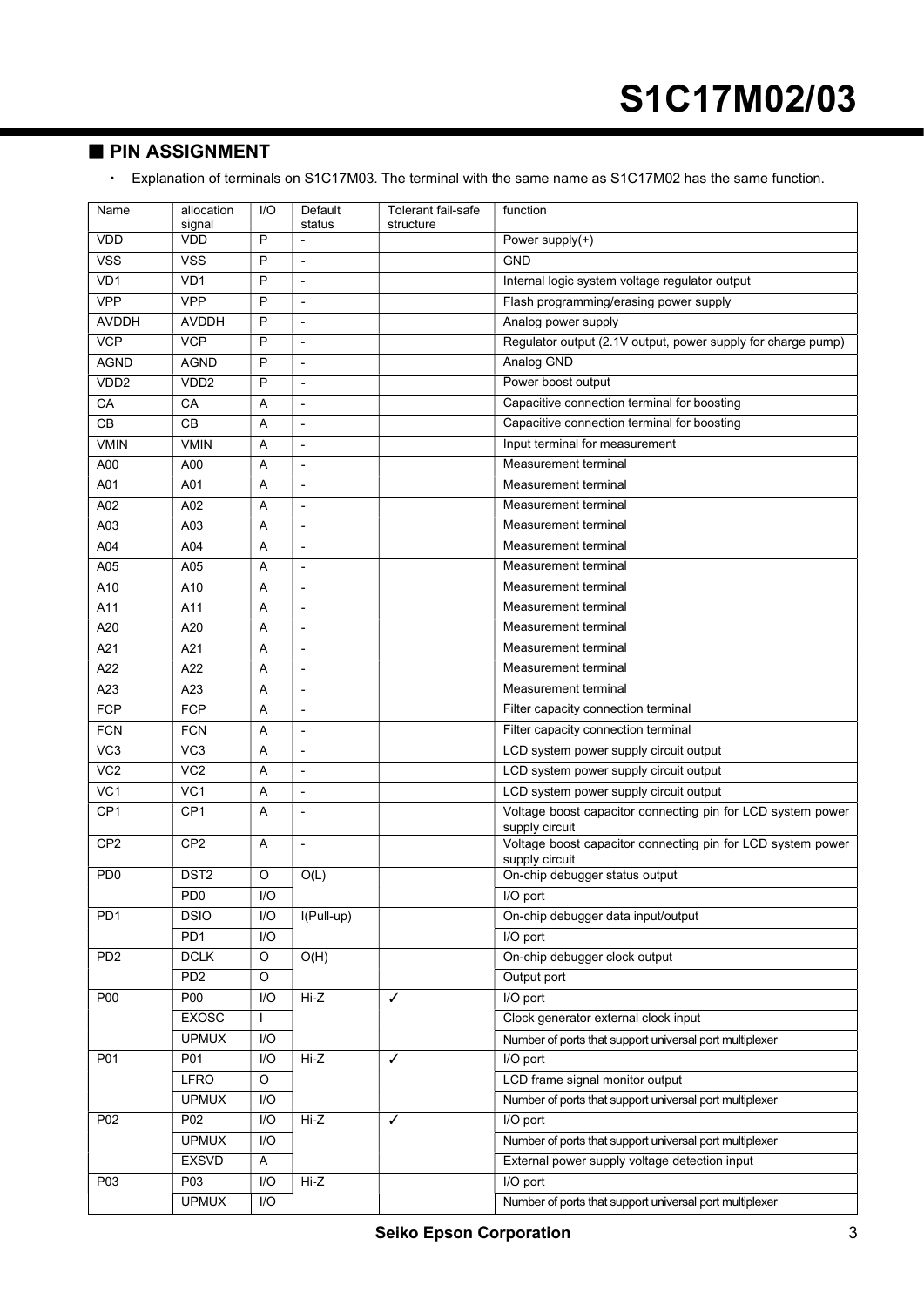## ■ PIN ASSIGNMENT

- Explanation of terminals on S1C17M03. The terminal with the same name as S1C17M02 has the same function.

| Name | allocation signal | I/O | Default status | Tolerant fail-safe structure | function |
|---|---|---|---|---|---|
| VDD | VDD | P | - | | Power supply(+) |
| VSS | VSS | P | - | | GND |
| VD1 | VD1 | P | - | | Internal logic system voltage regulator output |
| VPP | VPP | P | - | | Flash programming/erasing power supply |
| AVDDH | AVDDH | P | - | | Analog power supply |
| VCP | VCP | P | - | | Regulator output (2.1V output, power supply for charge pump) |
| AGND | AGND | P | - | | Analog GND |
| VDD2 | VDD2 | P | - | | Power boost output |
| CA | CA | A | - | | Capacitive connection terminal for boosting |
| CB | CB | A | - | | Capacitive connection terminal for boosting |
| VMIN | VMIN | A | - | | Input terminal for measurement |
| A00 | A00 | A | - | | Measurement terminal |
| A01 | A01 | A | - | | Measurement terminal |
| A02 | A02 | A | - | | Measurement terminal |
| A03 | A03 | A | - | | Measurement terminal |
| A04 | A04 | A | - | | Measurement terminal |
| A05 | A05 | A | - | | Measurement terminal |
| A10 | A10 | A | - | | Measurement terminal |
| A11 | A11 | A | - | | Measurement terminal |
| A20 | A20 | A | - | | Measurement terminal |
| A21 | A21 | A | - | | Measurement terminal |
| A22 | A22 | A | - | | Measurement terminal |
| A23 | A23 | A | - | | Measurement terminal |
| FCP | FCP | A | - | | Filter capacity connection terminal |
| FCN | FCN | A | - | | Filter capacity connection terminal |
| VC3 | VC3 | A | - | | LCD system power supply circuit output |
| VC2 | VC2 | A | - | | LCD system power supply circuit output |
| VC1 | VC1 | A | - | | LCD system power supply circuit output |
| CP1 | CP1 | A | - | | Voltage boost capacitor connecting pin for LCD system power supply circuit |
| CP2 | CP2 | A | - | | Voltage boost capacitor connecting pin for LCD system power supply circuit |
| PD0 | DST2 | O | O(L) | | On-chip debugger status output |
| | PD0 | I/O | | | I/O port |
| PD1 | DSIO | I/O | I(Pull-up) | | On-chip debugger data input/output |
| | PD1 | I/O | | | I/O port |
| PD2 | DCLK | O | O(H) | | On-chip debugger clock output |
| | PD2 | O | | | Output port |
| P00 | P00 | I/O | Hi-Z | ✓ | I/O port |
| | EXOSC | I | | | Clock generator external clock input |
| | UPMUX | I/O | | | Number of ports that support universal port multiplexer |
| P01 | P01 | I/O | Hi-Z | ✓ | I/O port |
| | LFRO | O | | | LCD frame signal monitor output |
| | UPMUX | I/O | | | Number of ports that support universal port multiplexer |
| P02 | P02 | I/O | Hi-Z | ✓ | I/O port |
| | UPMUX | I/O | | | Number of ports that support universal port multiplexer |
| | EXSVD | A | | | External power supply voltage detection input |
| P03 | P03 | I/O | Hi-Z | | I/O port |
| | UPMUX | I/O | | | Number of ports that support universal port multiplexer |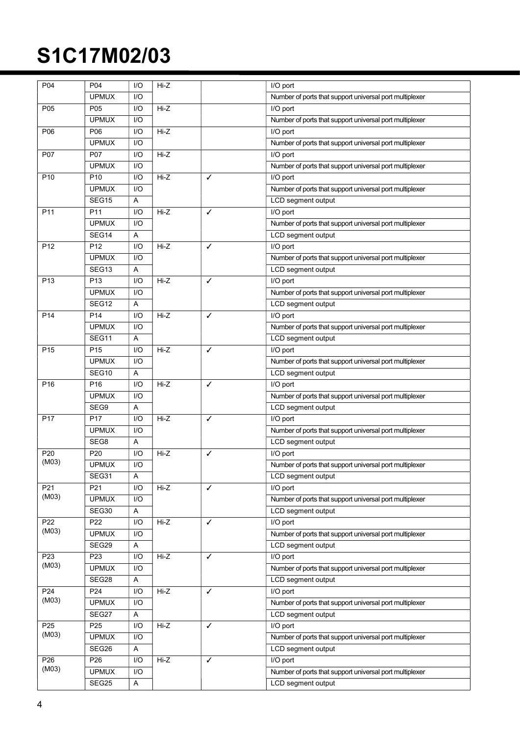| | | | | | |
|---|---|---|---|---|---|
| P04 | P04 | I/O | Hi-Z | | I/O port |
| | UPMUX | I/O | | | Number of ports that support universal port multiplexer |
| P05 | P05 | I/O | Hi-Z | | I/O port |
| | UPMUX | I/O | | | Number of ports that support universal port multiplexer |
| P06 | P06 | I/O | Hi-Z | | I/O port |
| | UPMUX | I/O | | | Number of ports that support universal port multiplexer |
| P07 | P07 | I/O | Hi-Z | | I/O port |
| | UPMUX | I/O | | | Number of ports that support universal port multiplexer |
| P10 | P10 | I/O | Hi-Z | ✓ | I/O port |
| | UPMUX | I/O | | | Number of ports that support universal port multiplexer |
| | SEG15 | A | | | LCD segment output |
| P11 | P11 | I/O | Hi-Z | ✓ | I/O port |
| | UPMUX | I/O | | | Number of ports that support universal port multiplexer |
| | SEG14 | A | | | LCD segment output |
| P12 | P12 | I/O | Hi-Z | ✓ | I/O port |
| | UPMUX | I/O | | | Number of ports that support universal port multiplexer |
| | SEG13 | A | | | LCD segment output |
| P13 | P13 | I/O | Hi-Z | ✓ | I/O port |
| | UPMUX | I/O | | | Number of ports that support universal port multiplexer |
| | SEG12 | A | | | LCD segment output |
| P14 | P14 | I/O | Hi-Z | ✓ | I/O port |
| | UPMUX | I/O | | | Number of ports that support universal port multiplexer |
| | SEG11 | A | | | LCD segment output |
| P15 | P15 | I/O | Hi-Z | ✓ | I/O port |
| | UPMUX | I/O | | | Number of ports that support universal port multiplexer |
| | SEG10 | A | | | LCD segment output |
| P16 | P16 | I/O | Hi-Z | ✓ | I/O port |
| | UPMUX | I/O | | | Number of ports that support universal port multiplexer |
| | SEG9 | A | | | LCD segment output |
| P17 | P17 | I/O | Hi-Z | ✓ | I/O port |
| | UPMUX | I/O | | | Number of ports that support universal port multiplexer |
| | SEG8 | A | | | LCD segment output |
| P20 (M03) | P20 | I/O | Hi-Z | ✓ | I/O port |
| | UPMUX | I/O | | | Number of ports that support universal port multiplexer |
| | SEG31 | A | | | LCD segment output |
| P21 (M03) | P21 | I/O | Hi-Z | ✓ | I/O port |
| | UPMUX | I/O | | | Number of ports that support universal port multiplexer |
| | SEG30 | A | | | LCD segment output |
| P22 (M03) | P22 | I/O | Hi-Z | ✓ | I/O port |
| | UPMUX | I/O | | | Number of ports that support universal port multiplexer |
| | SEG29 | A | | | LCD segment output |
| P23 (M03) | P23 | I/O | Hi-Z | ✓ | I/O port |
| | UPMUX | I/O | | | Number of ports that support universal port multiplexer |
| | SEG28 | A | | | LCD segment output |
| P24 (M03) | P24 | I/O | Hi-Z | ✓ | I/O port |
| | UPMUX | I/O | | | Number of ports that support universal port multiplexer |
| | SEG27 | A | | | LCD segment output |
| P25 (M03) | P25 | I/O | Hi-Z | ✓ | I/O port |
| | UPMUX | I/O | | | Number of ports that support universal port multiplexer |
| | SEG26 | A | | | LCD segment output |
| P26 (M03) | P26 | I/O | Hi-Z | ✓ | I/O port |
| | UPMUX | I/O | | | Number of ports that support universal port multiplexer |
| | SEG25 | A | | | LCD segment output |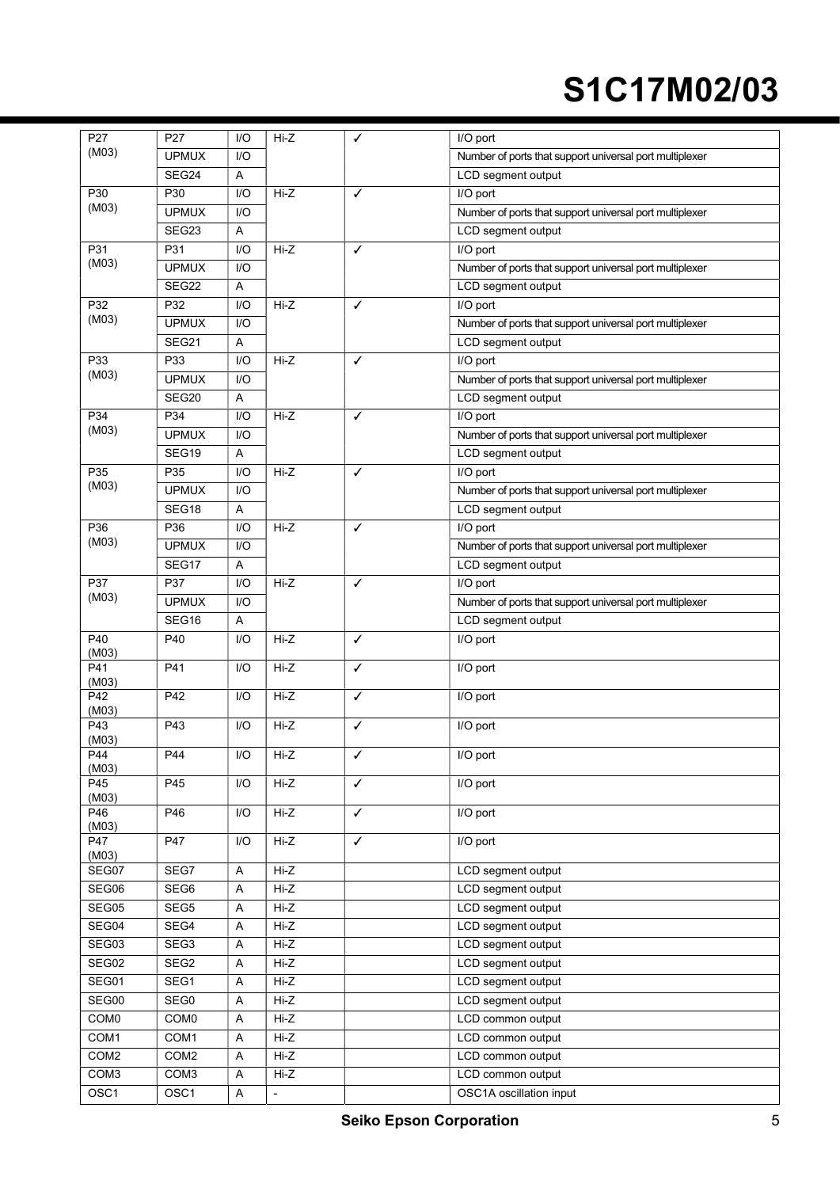| P27 (M03) | P27 | I/O | Hi-Z | ✓ | I/O port |
|---|---|---|---|---|---|
| | UPMUX | I/O | | | Number of ports that support universal port multiplexer |
| | SEG24 | A | | | LCD segment output |
| P30 (M03) | P30 | I/O | Hi-Z | ✓ | I/O port |
| | UPMUX | I/O | | | Number of ports that support universal port multiplexer |
| | SEG23 | A | | | LCD segment output |
| P31 (M03) | P31 | I/O | Hi-Z | ✓ | I/O port |
| | UPMUX | I/O | | | Number of ports that support universal port multiplexer |
| | SEG22 | A | | | LCD segment output |
| P32 (M03) | P32 | I/O | Hi-Z | ✓ | I/O port |
| | UPMUX | I/O | | | Number of ports that support universal port multiplexer |
| | SEG21 | A | | | LCD segment output |
| P33 (M03) | P33 | I/O | Hi-Z | ✓ | I/O port |
| | UPMUX | I/O | | | Number of ports that support universal port multiplexer |
| | SEG20 | A | | | LCD segment output |
| P34 (M03) | P34 | I/O | Hi-Z | ✓ | I/O port |
| | UPMUX | I/O | | | Number of ports that support universal port multiplexer |
| | SEG19 | A | | | LCD segment output |
| P35 (M03) | P35 | I/O | Hi-Z | ✓ | I/O port |
| | UPMUX | I/O | | | Number of ports that support universal port multiplexer |
| | SEG18 | A | | | LCD segment output |
| P36 (M03) | P36 | I/O | Hi-Z | ✓ | I/O port |
| | UPMUX | I/O | | | Number of ports that support universal port multiplexer |
| | SEG17 | A | | | LCD segment output |
| P37 (M03) | P37 | I/O | Hi-Z | ✓ | I/O port |
| | UPMUX | I/O | | | Number of ports that support universal port multiplexer |
| | SEG16 | A | | | LCD segment output |
| P40 (M03) | P40 | I/O | Hi-Z | ✓ | I/O port |
| P41 (M03) | P41 | I/O | Hi-Z | ✓ | I/O port |
| P42 (M03) | P42 | I/O | Hi-Z | ✓ | I/O port |
| P43 (M03) | P43 | I/O | Hi-Z | ✓ | I/O port |
| P44 (M03) | P44 | I/O | Hi-Z | ✓ | I/O port |
| P45 (M03) | P45 | I/O | Hi-Z | ✓ | I/O port |
| P46 (M03) | P46 | I/O | Hi-Z | ✓ | I/O port |
| P47 (M03) | P47 | I/O | Hi-Z | ✓ | I/O port |
| SEG07 | SEG7 | A | Hi-Z | | LCD segment output |
| SEG06 | SEG6 | A | Hi-Z | | LCD segment output |
| SEG05 | SEG5 | A | Hi-Z | | LCD segment output |
| SEG04 | SEG4 | A | Hi-Z | | LCD segment output |
| SEG03 | SEG3 | A | Hi-Z | | LCD segment output |
| SEG02 | SEG2 | A | Hi-Z | | LCD segment output |
| SEG01 | SEG1 | A | Hi-Z | | LCD segment output |
| SEG00 | SEG0 | A | Hi-Z | | LCD segment output |
| COM0 | COM0 | A | Hi-Z | | LCD common output |
| COM1 | COM1 | A | Hi-Z | | LCD common output |
| COM2 | COM2 | A | Hi-Z | | LCD common output |
| COM3 | COM3 | A | Hi-Z | | LCD common output |
| OSC1 | OSC1 | A | - | | OSC1A oscillation input |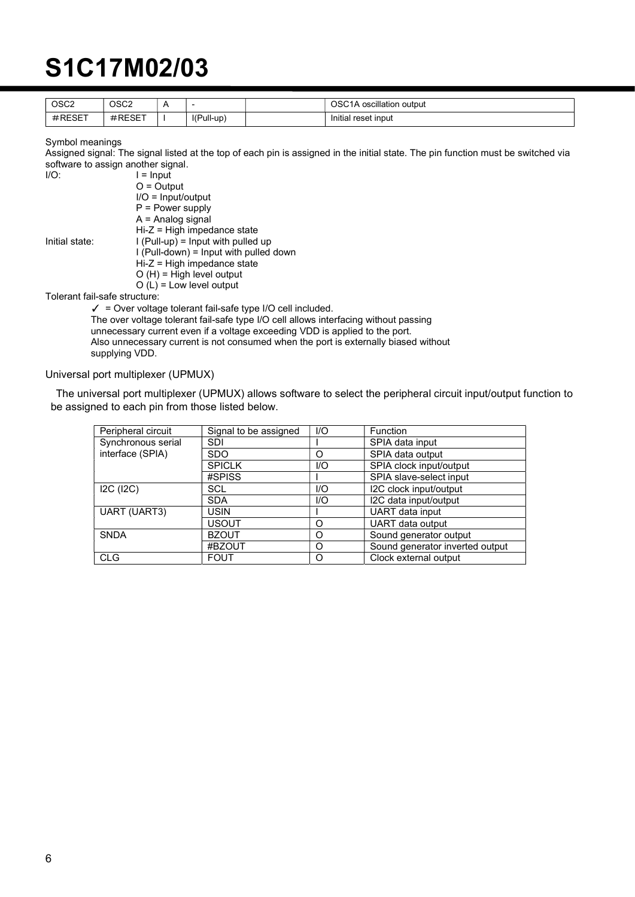| OSC2 | OSC2 | A | - | | OSC1A oscillation output |
|---|---|---|---|---|---|
| #RESET | #RESET | I | I(Pull-up) | | Initial reset input |

Symbol meanings

Assigned signal: The signal listed at the top of each pin is assigned in the initial state. The pin function must be switched via software to assign another signal.

I/O:
- I = Input
- O = Output
- I/O = Input/output
- P = Power supply
- A = Analog signal
- Hi-Z = High impedance state

Initial state:
- I (Pull-up) = Input with pulled up
- I (Pull-down) = Input with pulled down
- Hi-Z = High impedance state
- O (H) = High level output
- O (L) = Low level output

Tolerant fail-safe structure:

✓ = Over voltage tolerant fail-safe type I/O cell included.
The over voltage tolerant fail-safe type I/O cell allows interfacing without passing unnecessary current even if a voltage exceeding VDD is applied to the port.
Also unnecessary current is not consumed when the port is externally biased without supplying VDD.

Universal port multiplexer (UPMUX)

The universal port multiplexer (UPMUX) allows software to select the peripheral circuit input/output function to be assigned to each pin from those listed below.

| Peripheral circuit | Signal to be assigned | I/O | Function |
|---|---|---|---|
| Synchronous serial interface (SPIA) | SDI | I | SPIA data input |
| | SDO | O | SPIA data output |
| | SPICLK | I/O | SPIA clock input/output |
| | #SPISS | I | SPIA slave-select input |
| I2C (I2C) | SCL | I/O | I2C clock input/output |
| | SDA | I/O | I2C data input/output |
| UART (UART3) | USIN | I | UART data input |
| | USOUT | O | UART data output |
| SNDA | BZOUT | O | Sound generator output |
| | #BZOUT | O | Sound generator inverted output |
| CLG | FOUT | O | Clock external output |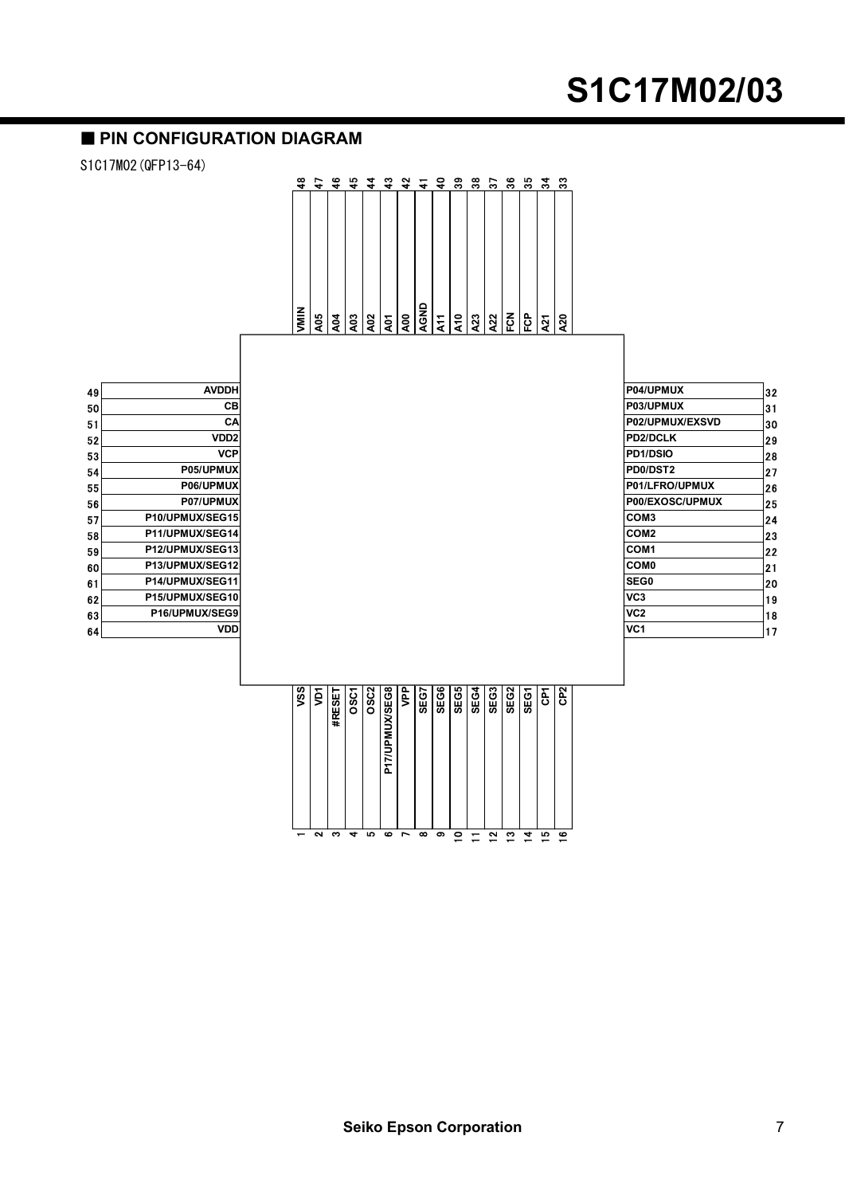## ■ PIN CONFIGURATION DIAGRAM

S1C17M02(QFP13-64)

| Pin | Name | Pin | Name |
|---|---|---|---|
| 1 | VSS | 33 | A20 |
| 2 | VD1 | 34 | A21 |
| 3 | #RESET | 35 | FCP |
| 4 | OSC1 | 36 | FCN |
| 5 | OSC2 | 37 | A22 |
| 6 | P17/UPMUX/SEG8 | 38 | A23 |
| 7 | VPP | 39 | A10 |
| 8 | SEG7 | 40 | A11 |
| 9 | SEG6 | 41 | AGND |
| 10 | SEG5 | 42 | A00 |
| 11 | SEG4 | 43 | A01 |
| 12 | SEG3 | 44 | A02 |
| 13 | SEG2 | 45 | A03 |
| 14 | SEG1 | 46 | A04 |
| 15 | CP1 | 47 | A05 |
| 16 | CP2 | 48 | VMIN |
| 17 | VC1 | 49 | AVDDH |
| 18 | VC2 | 50 | CB |
| 19 | VC3 | 51 | CA |
| 20 | SEG0 | 52 | VDD2 |
| 21 | COM0 | 53 | VCP |
| 22 | COM1 | 54 | P05/UPMUX |
| 23 | COM2 | 55 | P06/UPMUX |
| 24 | COM3 | 56 | P07/UPMUX |
| 25 | P00/EXOSC/UPMUX | 57 | P10/UPMUX/SEG15 |
| 26 | P01/LFRO/UPMUX | 58 | P11/UPMUX/SEG14 |
| 27 | PD0/DST2 | 59 | P12/UPMUX/SEG13 |
| 28 | PD1/DSIO | 60 | P13/UPMUX/SEG12 |
| 29 | PD2/DCLK | 61 | P14/UPMUX/SEG11 |
| 30 | P02/UPMUX/EXSVD | 62 | P15/UPMUX/SEG10 |
| 31 | P03/UPMUX | 63 | P16/UPMUX/SEG9 |
| 32 | P04/UPMUX | 64 | VDD |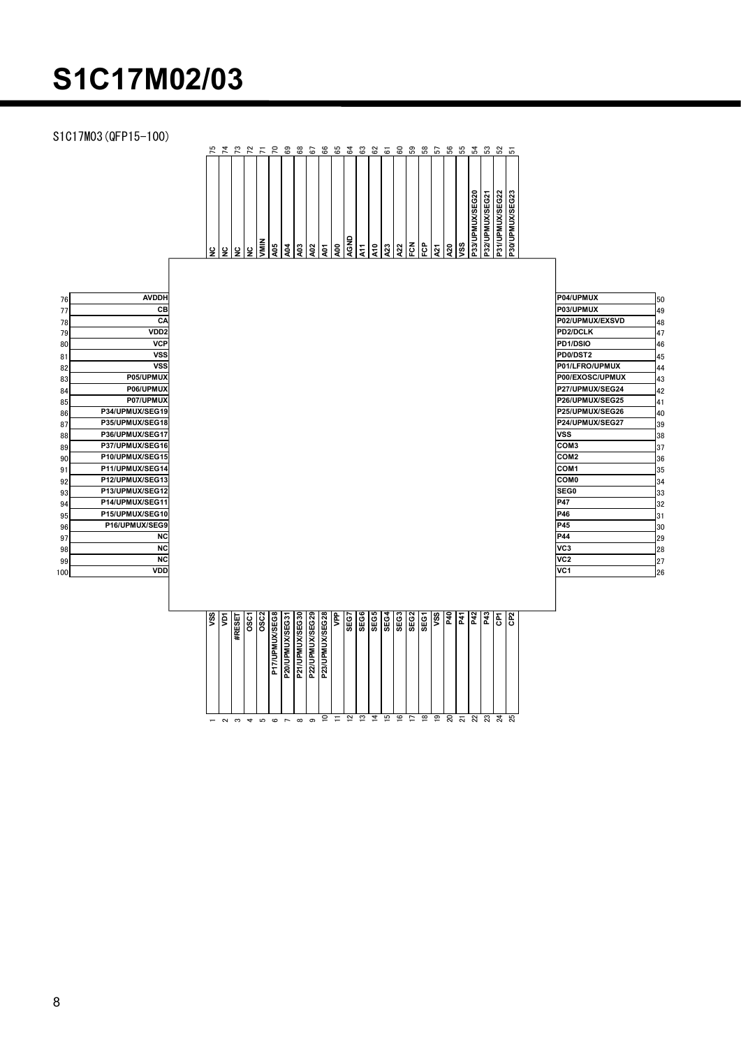# S1C17M02/03

S1C17M03(QFP15-100)

| Pin | Name |
|---|---|
| 1 | VSS |
| 2 | VD1 |
| 3 | #RESET |
| 4 | OSC1 |
| 5 | OSC2 |
| 6 | P17/UPMUX/SEG8 |
| 7 | P20/UPMUX/SEG31 |
| 8 | P21/UPMUX/SEG30 |
| 9 | P22/UPMUX/SEG29 |
| 10 | P23/UPMUX/SEG28 |
| 11 | VPP |
| 12 | SEG7 |
| 13 | SEG6 |
| 14 | SEG5 |
| 15 | SEG4 |
| 16 | SEG3 |
| 17 | SEG2 |
| 18 | SEG1 |
| 19 | VSS |
| 20 | P40 |
| 21 | P41 |
| 22 | P42 |
| 23 | P43 |
| 24 | CP1 |
| 25 | CP2 |
| 26 | VC1 |
| 27 | VC2 |
| 28 | VC3 |
| 29 | P44 |
| 30 | P45 |
| 31 | P46 |
| 32 | P47 |
| 33 | SEG0 |
| 34 | COM0 |
| 35 | COM1 |
| 36 | COM2 |
| 37 | COM3 |
| 38 | VSS |
| 39 | P24/UPMUX/SEG27 |
| 40 | P25/UPMUX/SEG26 |
| 41 | P26/UPMUX/SEG25 |
| 42 | P27/UPMUX/SEG24 |
| 43 | P00/EXOSC/UPMUX |
| 44 | P01/LFRO/UPMUX |
| 45 | PD0/DST2 |
| 46 | PD1/DSIO |
| 47 | PD2/DCLK |
| 48 | P02/UPMUX/EXSVD |
| 49 | P03/UPMUX |
| 50 | P04/UPMUX |
| 51 | P30/UPMUX/SEG23 |
| 52 | P31/UPMUX/SEG22 |
| 53 | P32/UPMUX/SEG21 |
| 54 | P33/UPMUX/SEG20 |
| 55 | VSS |
| 56 | A20 |
| 57 | A21 |
| 58 | FCP |
| 59 | FCN |
| 60 | A22 |
| 61 | A23 |
| 62 | A10 |
| 63 | A11 |
| 64 | AGND |
| 65 | A00 |
| 66 | A01 |
| 67 | A02 |
| 68 | A03 |
| 69 | A04 |
| 70 | A05 |
| 71 | VMIN |
| 72 | NC |
| 73 | NC |
| 74 | NC |
| 75 | NC |
| 76 | AVDDH |
| 77 | CB |
| 78 | CA |
| 79 | VDD2 |
| 80 | VCP |
| 81 | VSS |
| 82 | VSS |
| 83 | P05/UPMUX |
| 84 | P06/UPMUX |
| 85 | P07/UPMUX |
| 86 | P34/UPMUX/SEG19 |
| 87 | P35/UPMUX/SEG18 |
| 88 | P36/UPMUX/SEG17 |
| 89 | P37/UPMUX/SEG16 |
| 90 | P10/UPMUX/SEG15 |
| 91 | P11/UPMUX/SEG14 |
| 92 | P12/UPMUX/SEG13 |
| 93 | P13/UPMUX/SEG12 |
| 94 | P14/UPMUX/SEG11 |
| 95 | P15/UPMUX/SEG10 |
| 96 | P16/UPMUX/SEG9 |
| 97 | NC |
| 98 | NC |
| 99 | NC |
| 100 | VDD |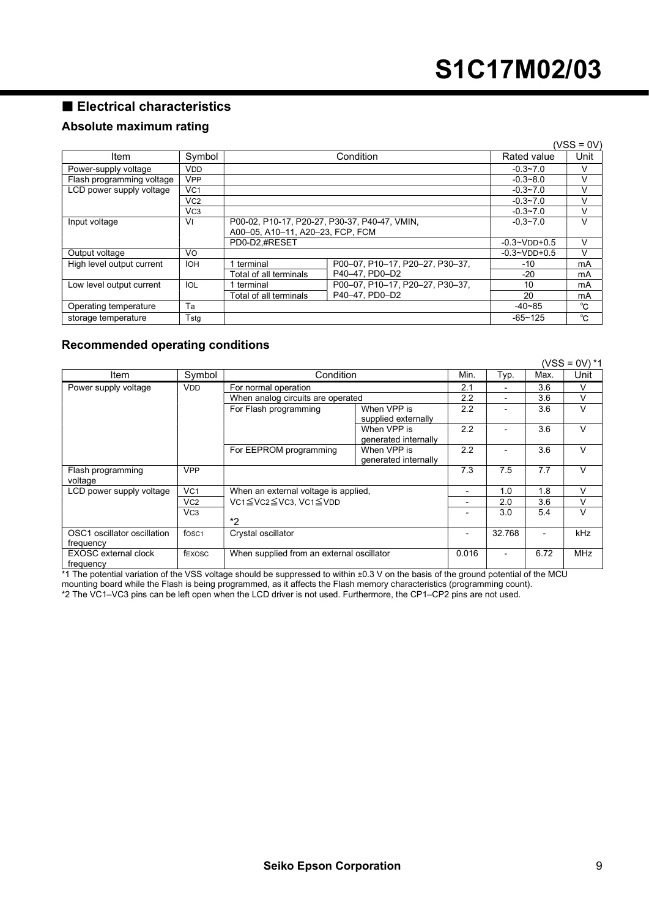## ■ Electrical characteristics

### Absolute maximum rating

(VSS = 0V)

| Item | Symbol | Condition | | Rated value | Unit |
|---|---|---|---|---|---|
| Power-supply voltage | VDD | | | -0.3~7.0 | V |
| Flash programming voltage | VPP | | | -0.3~8.0 | V |
| LCD power supply voltage | VC1 | | | -0.3~7.0 | V |
| | VC2 | | | -0.3~7.0 | V |
| | VC3 | | | -0.3~7.0 | V |
| Input voltage | VI | P00-02, P10-17, P20-27, P30-37, P40-47, VMIN, A00–05, A10–11, A20–23, FCP, FCM | | -0.3~7.0 | V |
| | | PD0-D2,#RESET | | -0.3~VDD+0.5 | V |
| Output voltage | VO | | | -0.3~VDD+0.5 | V |
| High level output current | IOH | 1 terminal | P00–07, P10–17, P20–27, P30–37, P40–47, PD0–D2 | -10 | mA |
| | | Total of all terminals | | -20 | mA |
| Low level output current | IOL | 1 terminal | P00–07, P10–17, P20–27, P30–37, P40–47, PD0–D2 | 10 | mA |
| | | Total of all terminals | | 20 | mA |
| Operating temperature | Ta | | | -40~85 | ℃ |
| storage temperature | Tstg | | | -65~125 | ℃ |

### Recommended operating conditions

(VSS = 0V) *1

| Item | Symbol | Condition | | Min. | Typ. | Max. | Unit |
|---|---|---|---|---|---|---|---|
| Power supply voltage | VDD | For normal operation | | 2.1 | - | 3.6 | V |
| | | When analog circuits are operated | | 2.2 | - | 3.6 | V |
| | | For Flash programming | When VPP is supplied externally | 2.2 | - | 3.6 | V |
| | | | When VPP is generated internally | 2.2 | - | 3.6 | V |
| | | For EEPROM programming | When VPP is generated internally | 2.2 | - | 3.6 | V |
| Flash programming voltage | VPP | | | 7.3 | 7.5 | 7.7 | V |
| LCD power supply voltage | VC1 | When an external voltage is applied, VC1≦VC2≦VC3, VC1≦VDD *2 | | - | 1.0 | 1.8 | V |
| | VC2 | | | - | 2.0 | 3.6 | V |
| | VC3 | | | - | 3.0 | 5.4 | V |
| OSC1 oscillator oscillation frequency | fOSC1 | Crystal oscillator | | - | 32.768 | - | kHz |
| EXOSC external clock frequency | fEXOSC | When supplied from an external oscillator | | 0.016 | - | 6.72 | MHz |

*1 The potential variation of the VSS voltage should be suppressed to within ±0.3 V on the basis of the ground potential of the MCU mounting board while the Flash is being programmed, as it affects the Flash memory characteristics (programming count).

*2 The VC1–VC3 pins can be left open when the LCD driver is not used. Furthermore, the CP1–CP2 pins are not used.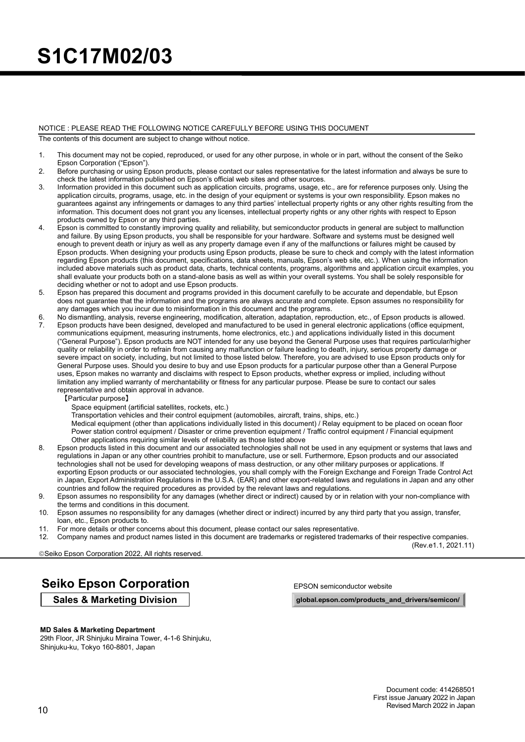# S1C17M02/03

NOTICE : PLEASE READ THE FOLLOWING NOTICE CAREFULLY BEFORE USING THIS DOCUMENT

The contents of this document are subject to change without notice.

1. This document may not be copied, reproduced, or used for any other purpose, in whole or in part, without the consent of the Seiko Epson Corporation ("Epson").
2. Before purchasing or using Epson products, please contact our sales representative for the latest information and always be sure to check the latest information published on Epson's official web sites and other sources.
3. Information provided in this document such as application circuits, programs, usage, etc., are for reference purposes only. Using the application circuits, programs, usage, etc. in the design of your equipment or systems is your own responsibility. Epson makes no guarantees against any infringements or damages to any third parties' intellectual property rights or any other rights resulting from the information. This document does not grant you any licenses, intellectual property rights or any other rights with respect to Epson products owned by Epson or any third parties.
4. Epson is committed to constantly improving quality and reliability, but semiconductor products in general are subject to malfunction and failure. By using Epson products, you shall be responsible for your hardware. Software and systems must be designed well enough to prevent death or injury as well as any property damage even if any of the malfunctions or failures might be caused by Epson products. When designing your products using Epson products, please be sure to check and comply with the latest information regarding Epson products (this document, specifications, data sheets, manuals, Epson's web site, etc.). When using the information included above materials such as product data, charts, technical contents, programs, algorithms and application circuit examples, you shall evaluate your products both on a stand-alone basis as well as within your overall systems. You shall be solely responsible for deciding whether or not to adopt and use Epson products.
5. Epson has prepared this document and programs provided in this document carefully to be accurate and dependable, but Epson does not guarantee that the information and the programs are always accurate and complete. Epson assumes no responsibility for any damages which you incur due to misinformation in this document and the programs.
6. No dismantling, analysis, reverse engineering, modification, alteration, adaptation, reproduction, etc., of Epson products is allowed.
7. Epson products have been designed, developed and manufactured to be used in general electronic applications (office equipment, communications equipment, measuring instruments, home electronics, etc.) and applications individually listed in this document ("General Purpose"). Epson products are NOT intended for any use beyond the General Purpose uses that requires particular/higher quality or reliability in order to refrain from causing any malfunction or failure leading to death, injury, serious property damage or severe impact on society, including, but not limited to those listed below. Therefore, you are advised to use Epson products only for General Purpose uses. Should you desire to buy and use Epson products for a particular purpose other than a General Purpose uses, Epson makes no warranty and disclaims with respect to Epson products, whether express or implied, including without limitation any implied warranty of merchantability or fitness for any particular purpose. Please be sure to contact our sales representative and obtain approval in advance.

   【Particular purpose】

   Space equipment (artificial satellites, rockets, etc.)
   Transportation vehicles and their control equipment (automobiles, aircraft, trains, ships, etc.)
   Medical equipment (other than applications individually listed in this document) / Relay equipment to be placed on ocean floor
   Power station control equipment / Disaster or crime prevention equipment / Traffic control equipment / Financial equipment
   Other applications requiring similar levels of reliability as those listed above
8. Epson products listed in this document and our associated technologies shall not be used in any equipment or systems that laws and regulations in Japan or any other countries prohibit to manufacture, use or sell. Furthermore, Epson products and our associated technologies shall not be used for developing weapons of mass destruction, or any other military purposes or applications. If exporting Epson products or our associated technologies, you shall comply with the Foreign Exchange and Foreign Trade Control Act in Japan, Export Administration Regulations in the U.S.A. (EAR) and other export-related laws and regulations in Japan and any other countries and follow the required procedures as provided by the relevant laws and regulations.
9. Epson assumes no responsibility for any damages (whether direct or indirect) caused by or in relation with your non-compliance with the terms and conditions in this document.
10. Epson assumes no responsibility for any damages (whether direct or indirect) incurred by any third party that you assign, transfer, loan, etc., Epson products to.
11. For more details or other concerns about this document, please contact our sales representative.
12. Company names and product names listed in this document are trademarks or registered trademarks of their respective companies.

(Rev.e1.1, 2021.11)

©Seiko Epson Corporation 2022, All rights reserved.

## Seiko Epson Corporation

**Sales & Marketing Division**

EPSON semiconductor website

**global.epson.com/products_and_drivers/semicon/**

**MD Sales & Marketing Department**
29th Floor, JR Shinjuku Miraina Tower, 4-1-6 Shinjuku,
Shinjuku-ku, Tokyo 160-8801, Japan

Document code: 414268501
First issue January 2022 in Japan
Revised March 2022 in Japan